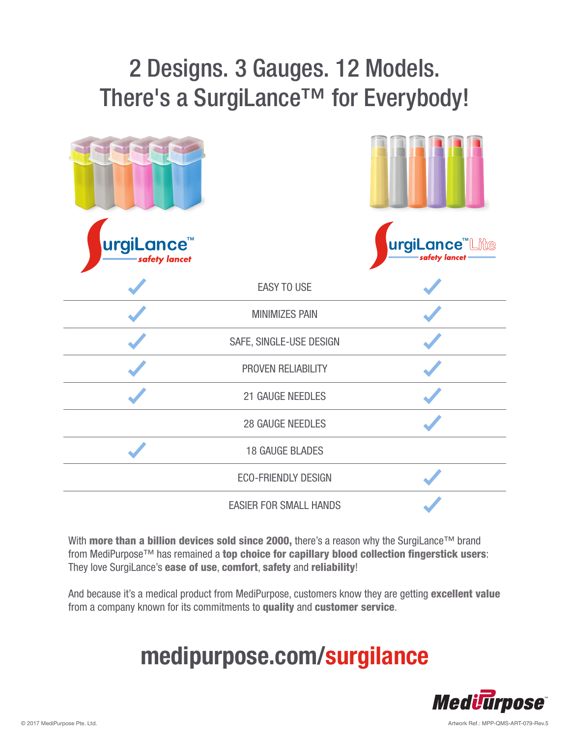# 2 Designs. 3 Gauges. 12 Models. There's a SurgiLance™ for Everybody!

| SurgiLance™ safety lancet | | SurgiLance™ Lite safety lancet |
|---|---|---|
| ✓ | EASY TO USE | ✓ |
| ✓ | MINIMIZES PAIN | ✓ |
| ✓ | SAFE, SINGLE-USE DESIGN | ✓ |
| ✓ | PROVEN RELIABILITY | ✓ |
| ✓ | 21 GAUGE NEEDLES | ✓ |
| | 28 GAUGE NEEDLES | ✓ |
| ✓ | 18 GAUGE BLADES | |
| | ECO-FRIENDLY DESIGN | ✓ |
| | EASIER FOR SMALL HANDS | ✓ |

With **more than a billion devices sold since 2000,** there's a reason why the SurgiLance™ brand from MediPurpose™ has remained a **top choice for capillary blood collection fingerstick users**: They love SurgiLance's **ease of use**, **comfort**, **safety** and **reliability**!

And because it's a medical product from MediPurpose, customers know they are getting **excellent value** from a company known for its commitments to **quality** and **customer service**.

## medipurpose.com/surgilance

MediPurpose™

© 2017 MediPurpose Pte. Ltd.

Artwork Ref.: MPP-QMS-ART-079-Rev.5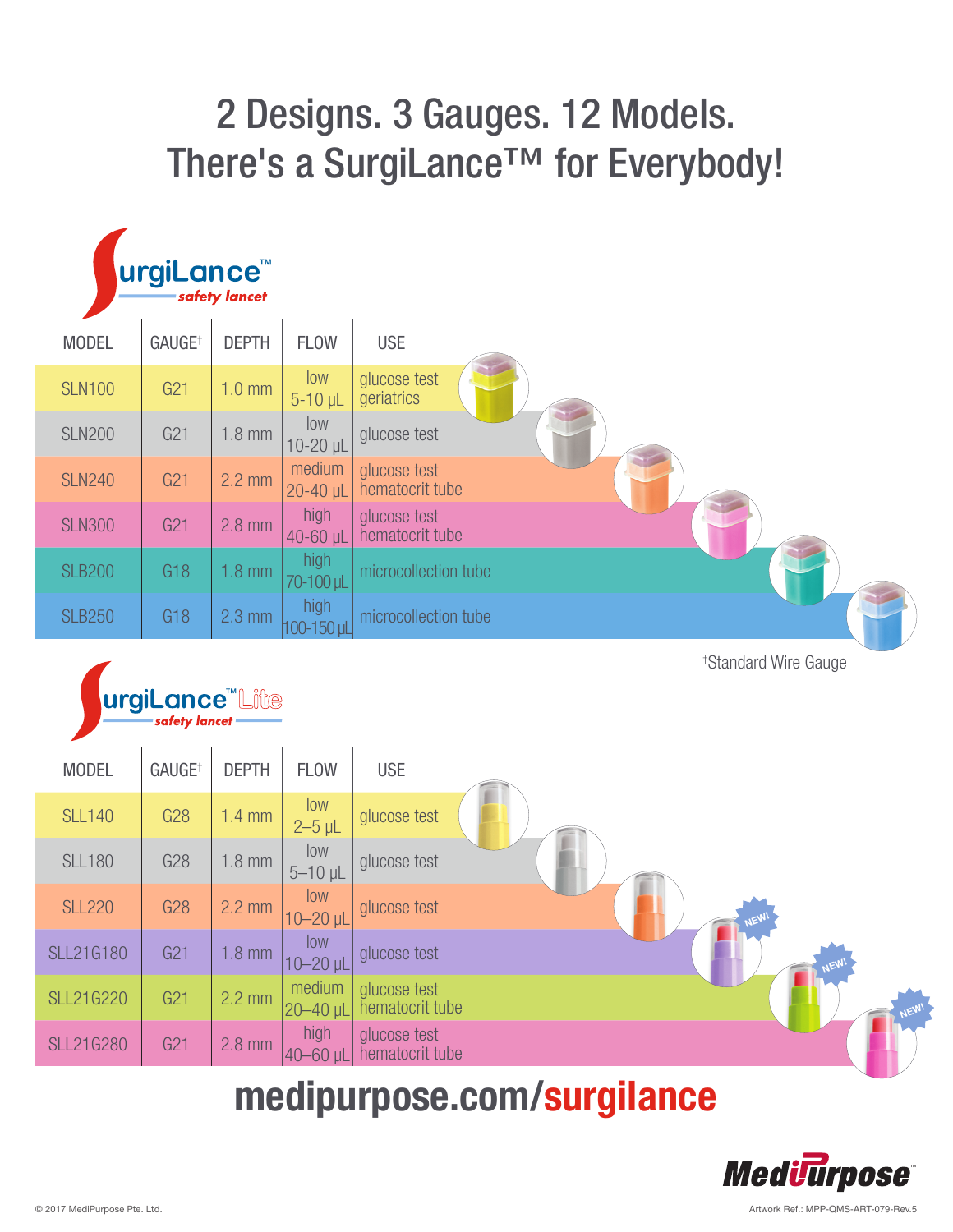# 2 Designs. 3 Gauges. 12 Models.
# There's a SurgiLance™ for Everybody!

## SurgiLance™ safety lancet

| MODEL | GAUGE† | DEPTH | FLOW | USE |
|---|---|---|---|---|
| SLN100 | G21 | 1.0 mm | low 5-10 µL | glucose test geriatrics |
| SLN200 | G21 | 1.8 mm | low 10-20 µL | glucose test |
| SLN240 | G21 | 2.2 mm | medium 20-40 µL | glucose test hematocrit tube |
| SLN300 | G21 | 2.8 mm | high 40-60 µL | glucose test hematocrit tube |
| SLB200 | G18 | 1.8 mm | high 70-100 µL | microcollection tube |
| SLB250 | G18 | 2.3 mm | high 100-150 µL | microcollection tube |

†Standard Wire Gauge

## SurgiLance™ Lite safety lancet

| MODEL | GAUGE† | DEPTH | FLOW | USE |
|---|---|---|---|---|
| SLL140 | G28 | 1.4 mm | low 2–5 µL | glucose test |
| SLL180 | G28 | 1.8 mm | low 5–10 µL | glucose test |
| SLL220 | G28 | 2.2 mm | low 10–20 µL | glucose test |
| SLL21G180 | G21 | 1.8 mm | low 10–20 µL | glucose test |
| SLL21G220 | G21 | 2.2 mm | medium 20–40 µL | glucose test hematocrit tube |
| SLL21G280 | G21 | 2.8 mm | high 40–60 µL | glucose test hematocrit tube |

NEW!

NEW!

NEW!

**medipurpose.com/surgilance**

MediPurpose™

© 2017 MediPurpose Pte. Ltd.

Artwork Ref.: MPP-QMS-ART-079-Rev.5